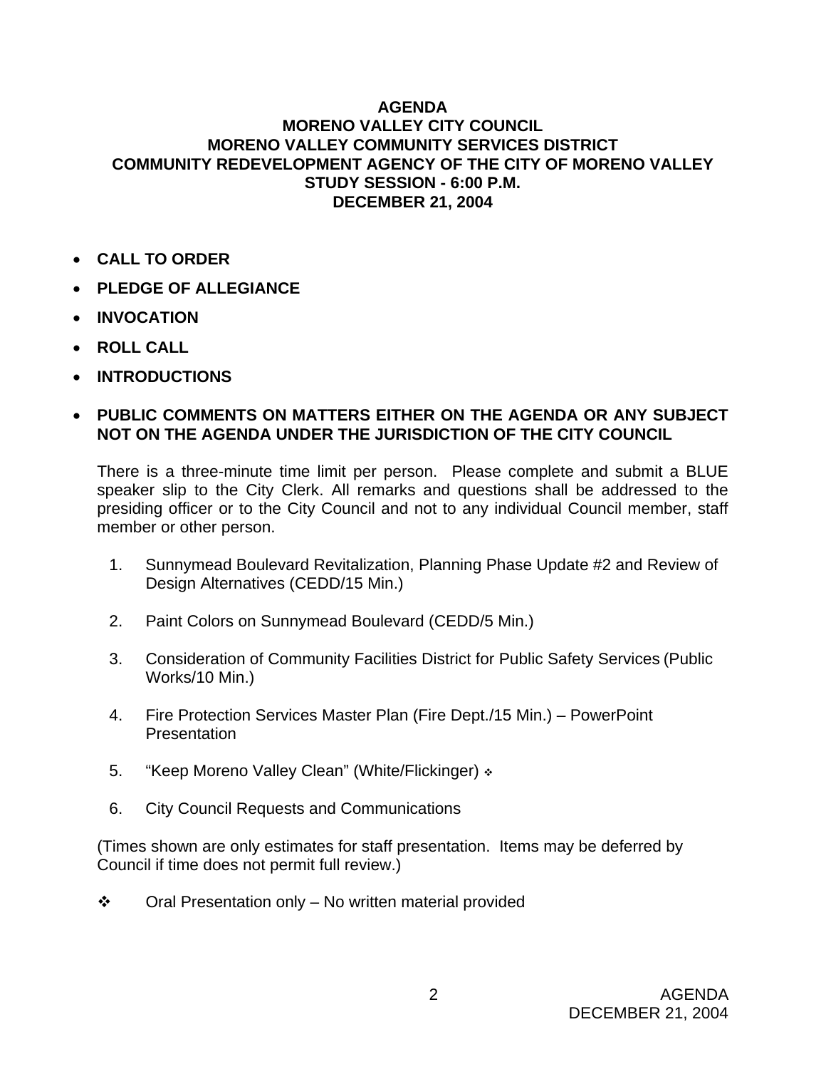# AGENDA
## MORENO VALLEY CITY COUNCIL
## MORENO VALLEY COMMUNITY SERVICES DISTRICT
## COMMUNITY REDEVELOPMENT AGENCY OF THE CITY OF MORENO VALLEY
## STUDY SESSION - 6:00 P.M.
## DECEMBER 21, 2004

- **CALL TO ORDER**
- **PLEDGE OF ALLEGIANCE**
- **INVOCATION**
- **ROLL CALL**
- **INTRODUCTIONS**
- **PUBLIC COMMENTS ON MATTERS EITHER ON THE AGENDA OR ANY SUBJECT NOT ON THE AGENDA UNDER THE JURISDICTION OF THE CITY COUNCIL**

  There is a three-minute time limit per person. Please complete and submit a BLUE speaker slip to the City Clerk. All remarks and questions shall be addressed to the presiding officer or to the City Council and not to any individual Council member, staff member or other person.

1. Sunnymead Boulevard Revitalization, Planning Phase Update #2 and Review of Design Alternatives (CEDD/15 Min.)
2. Paint Colors on Sunnymead Boulevard (CEDD/5 Min.)
3. Consideration of Community Facilities District for Public Safety Services (Public Works/10 Min.)
4. Fire Protection Services Master Plan (Fire Dept./15 Min.) – PowerPoint Presentation
5. "Keep Moreno Valley Clean" (White/Flickinger) ❖
6. City Council Requests and Communications

(Times shown are only estimates for staff presentation. Items may be deferred by Council if time does not permit full review.)

❖ Oral Presentation only – No written material provided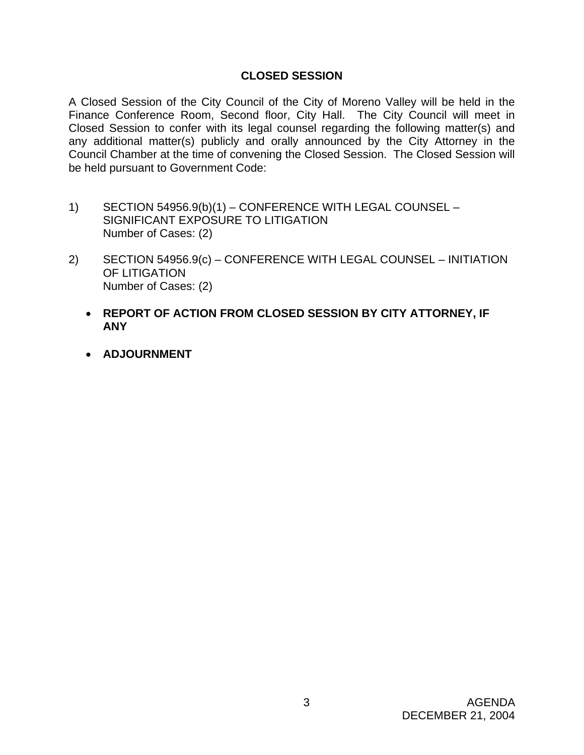## CLOSED SESSION

A Closed Session of the City Council of the City of Moreno Valley will be held in the Finance Conference Room, Second floor, City Hall. The City Council will meet in Closed Session to confer with its legal counsel regarding the following matter(s) and any additional matter(s) publicly and orally announced by the City Attorney in the Council Chamber at the time of convening the Closed Session. The Closed Session will be held pursuant to Government Code:

1) SECTION 54956.9(b)(1) – CONFERENCE WITH LEGAL COUNSEL – SIGNIFICANT EXPOSURE TO LITIGATION
   Number of Cases: (2)

2) SECTION 54956.9(c) – CONFERENCE WITH LEGAL COUNSEL – INITIATION OF LITIGATION
   Number of Cases: (2)

- **REPORT OF ACTION FROM CLOSED SESSION BY CITY ATTORNEY, IF ANY**

- **ADJOURNMENT**